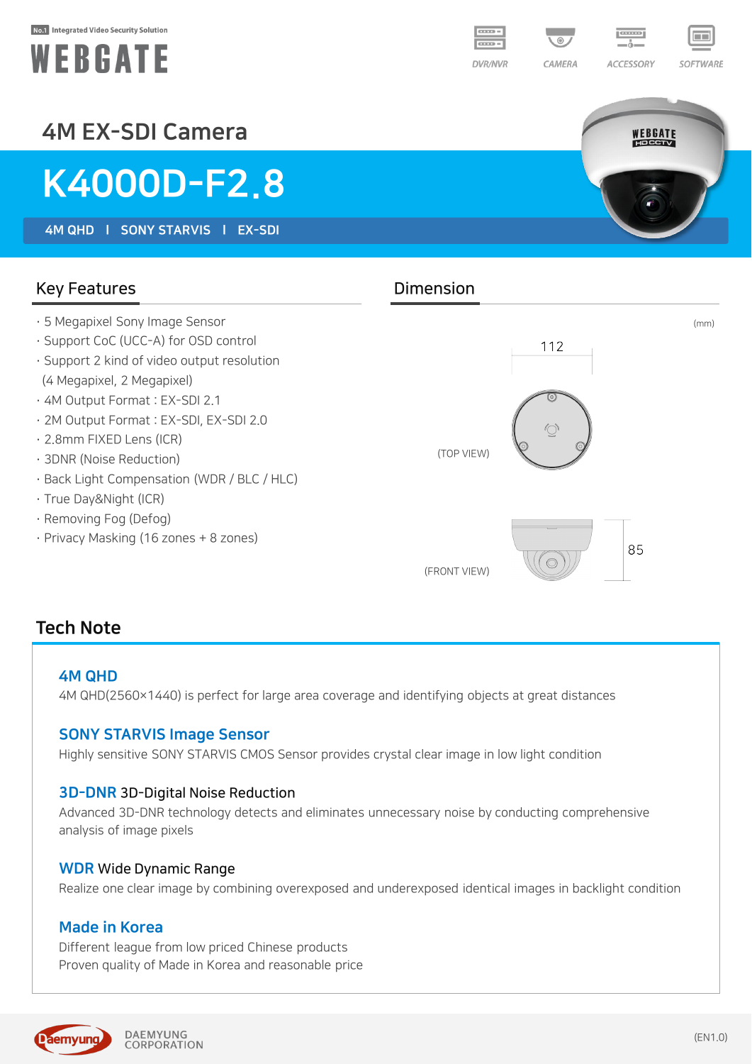No.1 Integrated Video Security Solution

WEBGATE

DVR/NVR | CAMERA | ACCESSORY | SOFTWARE

## 4M EX-SDI Camera

# K4000D-F2.8

**4M QHD | SONY STARVIS | EX-SDI**

## Key Features

- 5 Megapixel Sony Image Sensor
- Support CoC (UCC-A) for OSD control
- Support 2 kind of video output resolution (4 Megapixel, 2 Megapixel)
- 4M Output Format : EX-SDI 2.1
- 2M Output Format : EX-SDI, EX-SDI 2.0
- 2.8mm FIXED Lens (ICR)
- 3DNR (Noise Reduction)
- Back Light Compensation (WDR / BLC / HLC)
- True Day&Night (ICR)
- Removing Fog (Defog)
- Privacy Masking (16 zones + 8 zones)

## Dimension

(mm)

112

(TOP VIEW)

85

(FRONT VIEW)

## Tech Note

### 4M QHD
4M QHD(2560×1440) is perfect for large area coverage and identifying objects at great distances

### SONY STARVIS Image Sensor
Highly sensitive SONY STARVIS CMOS Sensor provides crystal clear image in low light condition

### 3D-DNR 3D-Digital Noise Reduction
Advanced 3D-DNR technology detects and eliminates unnecessary noise by conducting comprehensive analysis of image pixels

### WDR Wide Dynamic Range
Realize one clear image by combining overexposed and underexposed identical images in backlight condition

### Made in Korea
Different league from low priced Chinese products
Proven quality of Made in Korea and reasonable price

DAEMYUNG CORPORATION

(EN1.0)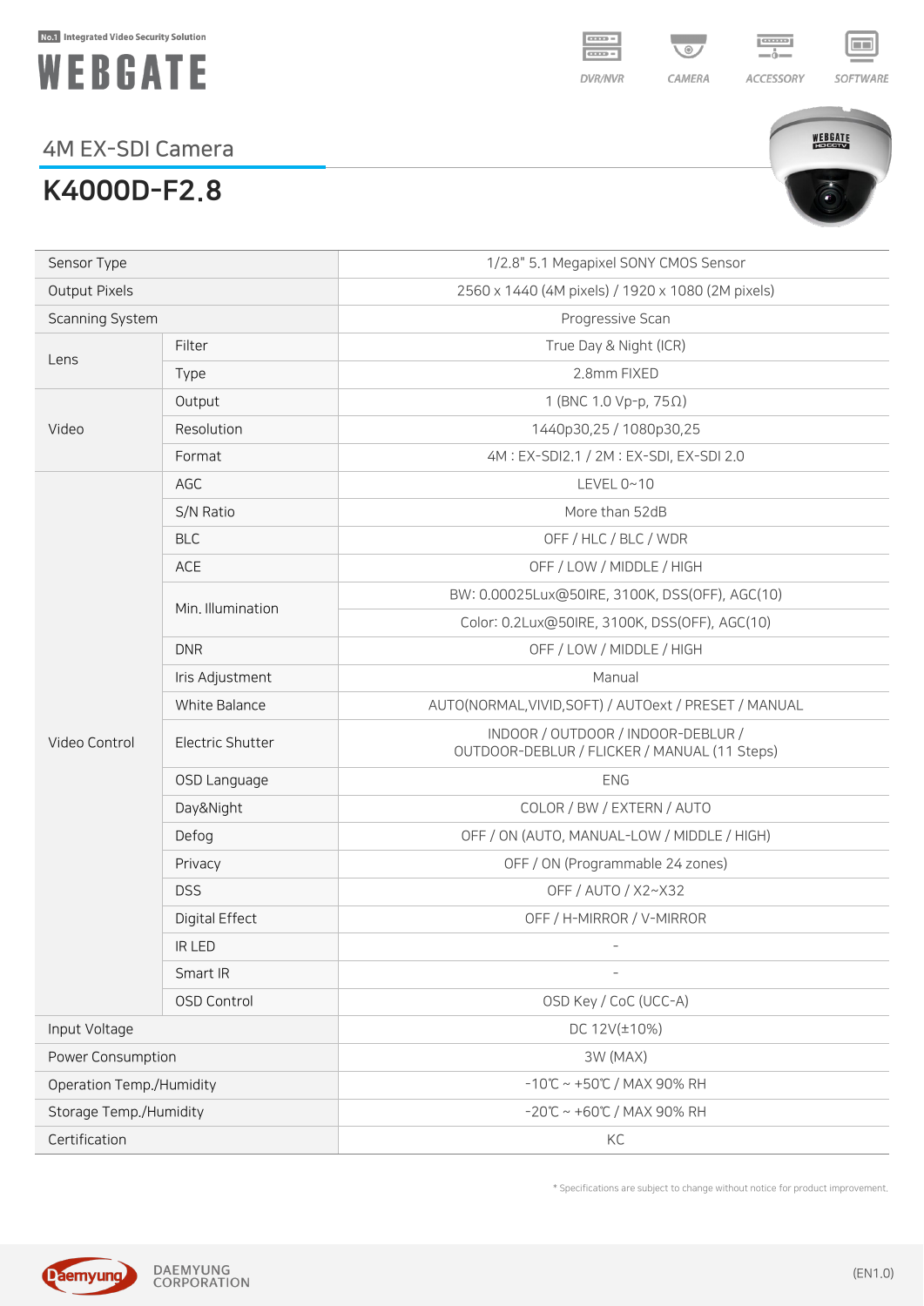No.1 Integrated Video Security Solution

# WEBGATE

DVR/NVR CAMERA ACCESSORY SOFTWARE

## 4M EX-SDI Camera

# K4000D-F2.8

| | | |
|---|---|---|
| Sensor Type | | 1/2.8" 5.1 Megapixel SONY CMOS Sensor |
| Output Pixels | | 2560 x 1440 (4M pixels) / 1920 x 1080 (2M pixels) |
| Scanning System | | Progressive Scan |
| Lens | Filter | True Day & Night (ICR) |
| | Type | 2.8mm FIXED |
| Video | Output | 1 (BNC 1.0 Vp-p, 75Ω) |
| | Resolution | 1440p30,25 / 1080p30,25 |
| | Format | 4M : EX-SDI2.1 / 2M : EX-SDI, EX-SDI 2.0 |
| Video Control | AGC | LEVEL 0~10 |
| | S/N Ratio | More than 52dB |
| | BLC | OFF / HLC / BLC / WDR |
| | ACE | OFF / LOW / MIDDLE / HIGH |
| | Min. Illumination | BW: 0.00025Lux@50IRE, 3100K, DSS(OFF), AGC(10) |
| | | Color: 0.2Lux@50IRE, 3100K, DSS(OFF), AGC(10) |
| | DNR | OFF / LOW / MIDDLE / HIGH |
| | Iris Adjustment | Manual |
| | White Balance | AUTO(NORMAL,VIVID,SOFT) / AUTOext / PRESET / MANUAL |
| | Electric Shutter | INDOOR / OUTDOOR / INDOOR-DEBLUR / OUTDOOR-DEBLUR / FLICKER / MANUAL (11 Steps) |
| | OSD Language | ENG |
| | Day&Night | COLOR / BW / EXTERN / AUTO |
| | Defog | OFF / ON (AUTO, MANUAL-LOW / MIDDLE / HIGH) |
| | Privacy | OFF / ON (Programmable 24 zones) |
| | DSS | OFF / AUTO / X2~X32 |
| | Digital Effect | OFF / H-MIRROR / V-MIRROR |
| | IR LED | - |
| | Smart IR | - |
| | OSD Control | OSD Key / CoC (UCC-A) |
| Input Voltage | | DC 12V(±10%) |
| Power Consumption | | 3W (MAX) |
| Operation Temp./Humidity | | -10℃ ~ +50℃ / MAX 90% RH |
| Storage Temp./Humidity | | -20℃ ~ +60℃ / MAX 90% RH |
| Certification | | KC |

* Specifications are subject to change without notice for product improvement.

Daemyung DAEMYUNG CORPORATION

(EN1.0)